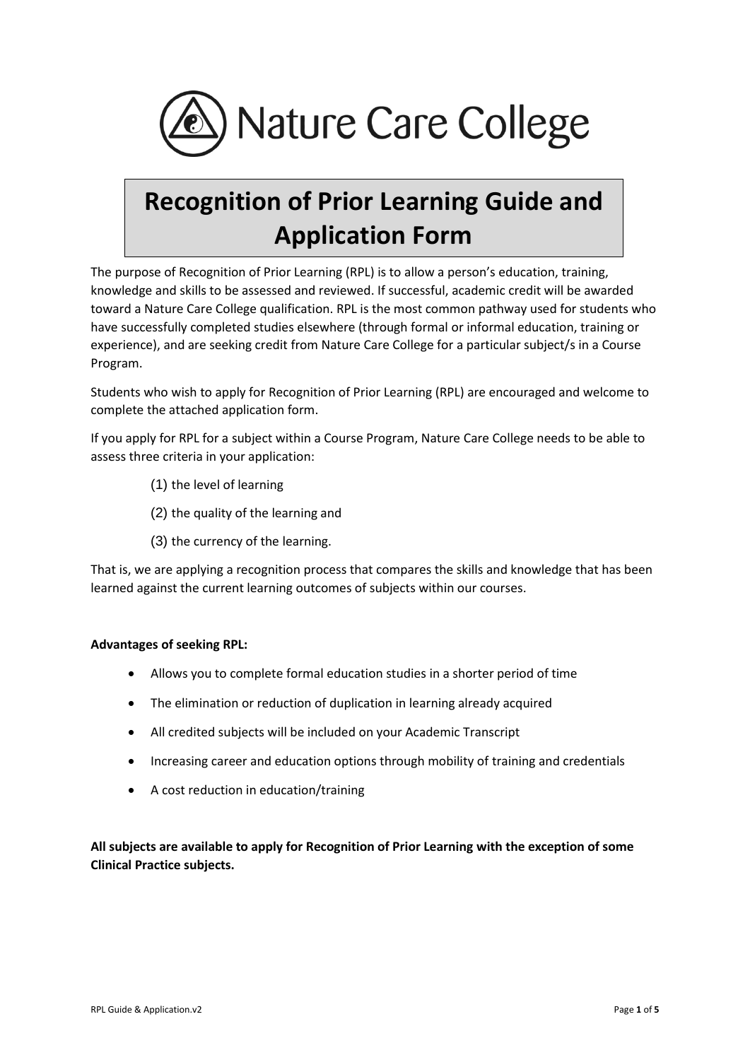Nature Care College

# Recognition of Prior Learning Guide and Application Form

The purpose of Recognition of Prior Learning (RPL) is to allow a person's education, training, knowledge and skills to be assessed and reviewed. If successful, academic credit will be awarded toward a Nature Care College qualification. RPL is the most common pathway used for students who have successfully completed studies elsewhere (through formal or informal education, training or experience), and are seeking credit from Nature Care College for a particular subject/s in a Course Program.

Students who wish to apply for Recognition of Prior Learning (RPL) are encouraged and welcome to complete the attached application form.

If you apply for RPL for a subject within a Course Program, Nature Care College needs to be able to assess three criteria in your application:

(1) the level of learning

(2) the quality of the learning and

(3) the currency of the learning.

That is, we are applying a recognition process that compares the skills and knowledge that has been learned against the current learning outcomes of subjects within our courses.

**Advantages of seeking RPL:**

- Allows you to complete formal education studies in a shorter period of time
- The elimination or reduction of duplication in learning already acquired
- All credited subjects will be included on your Academic Transcript
- Increasing career and education options through mobility of training and credentials
- A cost reduction in education/training

**All subjects are available to apply for Recognition of Prior Learning with the exception of some Clinical Practice subjects.**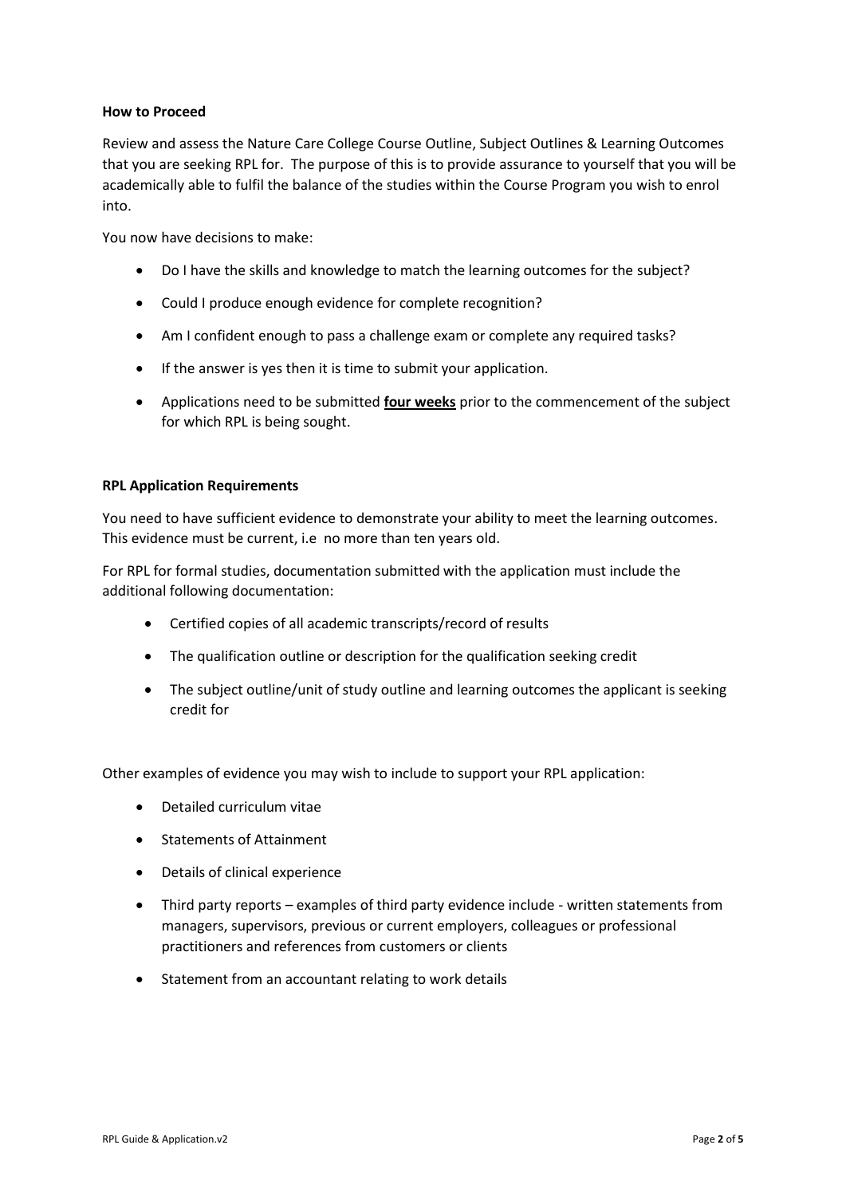**How to Proceed**

Review and assess the Nature Care College Course Outline, Subject Outlines & Learning Outcomes that you are seeking RPL for. The purpose of this is to provide assurance to yourself that you will be academically able to fulfil the balance of the studies within the Course Program you wish to enrol into.

You now have decisions to make:

- Do I have the skills and knowledge to match the learning outcomes for the subject?
- Could I produce enough evidence for complete recognition?
- Am I confident enough to pass a challenge exam or complete any required tasks?
- If the answer is yes then it is time to submit your application.
- Applications need to be submitted **four weeks** prior to the commencement of the subject for which RPL is being sought.

**RPL Application Requirements**

You need to have sufficient evidence to demonstrate your ability to meet the learning outcomes. This evidence must be current, i.e no more than ten years old.

For RPL for formal studies, documentation submitted with the application must include the additional following documentation:

- Certified copies of all academic transcripts/record of results
- The qualification outline or description for the qualification seeking credit
- The subject outline/unit of study outline and learning outcomes the applicant is seeking credit for

Other examples of evidence you may wish to include to support your RPL application:

- Detailed curriculum vitae
- Statements of Attainment
- Details of clinical experience
- Third party reports – examples of third party evidence include - written statements from managers, supervisors, previous or current employers, colleagues or professional practitioners and references from customers or clients
- Statement from an accountant relating to work details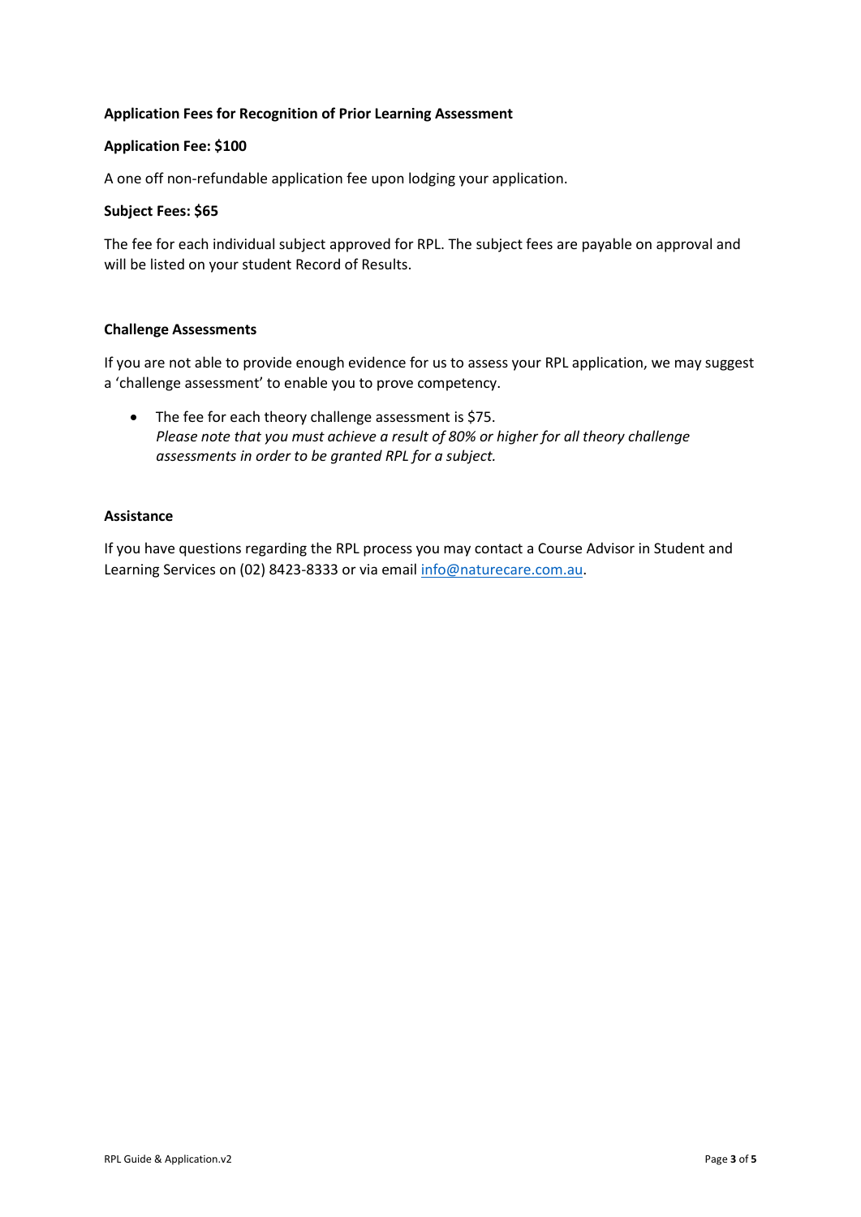**Application Fees for Recognition of Prior Learning Assessment**

**Application Fee: $100**

A one off non-refundable application fee upon lodging your application.

**Subject Fees: $65**

The fee for each individual subject approved for RPL. The subject fees are payable on approval and will be listed on your student Record of Results.

**Challenge Assessments**

If you are not able to provide enough evidence for us to assess your RPL application, we may suggest a 'challenge assessment' to enable you to prove competency.

- The fee for each theory challenge assessment is $75.
  *Please note that you must achieve a result of 80% or higher for all theory challenge assessments in order to be granted RPL for a subject.*

**Assistance**

If you have questions regarding the RPL process you may contact a Course Advisor in Student and Learning Services on (02) 8423-8333 or via email info@naturecare.com.au.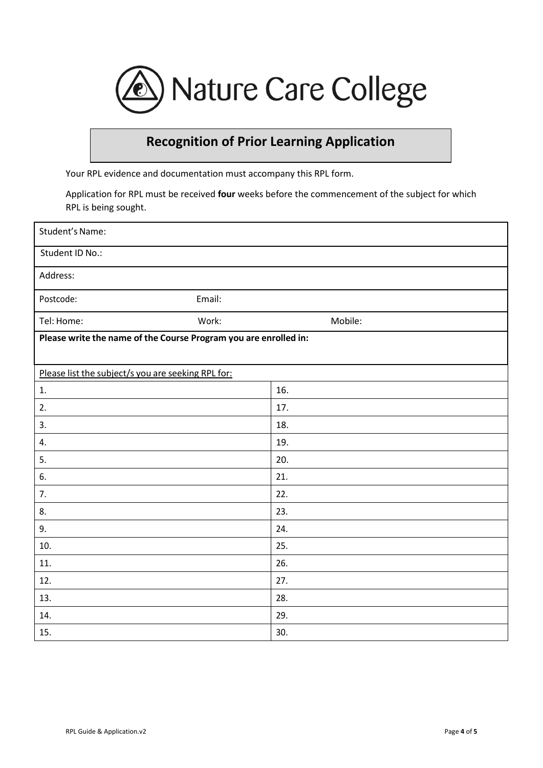Nature Care College

## Recognition of Prior Learning Application

Your RPL evidence and documentation must accompany this RPL form.

Application for RPL must be received **four** weeks before the commencement of the subject for which RPL is being sought.

| Student's Name: | | |
|---|---|---|
| Student ID No.: | | |
| Address: | | |
| Postcode: | Email: | |
| Tel: Home: | Work: | Mobile: |
| **Please write the name of the Course Program you are enrolled in:** | | |

| Please list the subject/s you are seeking RPL for: | |
|---|---|
| 1. | 16. |
| 2. | 17. |
| 3. | 18. |
| 4. | 19. |
| 5. | 20. |
| 6. | 21. |
| 7. | 22. |
| 8. | 23. |
| 9. | 24. |
| 10. | 25. |
| 11. | 26. |
| 12. | 27. |
| 13. | 28. |
| 14. | 29. |
| 15. | 30. |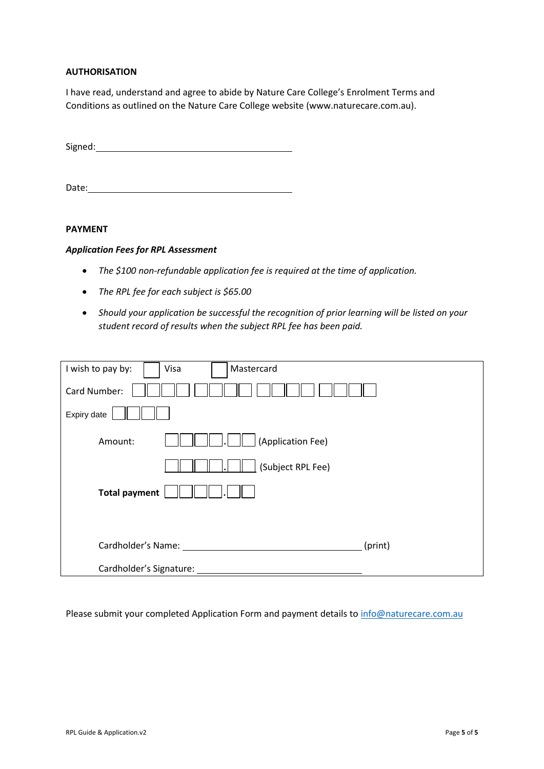**AUTHORISATION**

I have read, understand and agree to abide by Nature Care College's Enrolment Terms and Conditions as outlined on the Nature Care College website (www.naturecare.com.au).

Signed:\_\_\_\_\_\_\_\_\_\_\_\_\_\_\_\_\_\_\_\_\_\_\_\_\_\_\_\_\_\_\_\_\_\_\_\_\_\_

Date:\_\_\_\_\_\_\_\_\_\_\_\_\_\_\_\_\_\_\_\_\_\_\_\_\_\_\_\_\_\_\_\_\_\_\_\_\_\_\_\_

**PAYMENT**

***Application Fees for RPL Assessment***

- *The $100 non-refundable application fee is required at the time of application.*
- *The RPL fee for each subject is $65.00*
- *Should your application be successful the recognition of prior learning will be listed on your student record of results when the subject RPL fee has been paid.*

I wish to pay by: ☐ Visa ☐ Mastercard

Card Number: ☐☐☐☐ ☐☐☐☐ ☐☐☐☐ ☐☐☐☐

Expiry date ☐☐☐☐

Amount: ☐☐☐☐.☐☐ (Application Fee)

☐☐☐☐.☐☐ (Subject RPL Fee)

**Total payment** ☐☐☐☐.☐☐

Cardholder's Name: \_\_\_\_\_\_\_\_\_\_\_\_\_\_\_\_\_\_\_\_\_\_\_\_\_\_\_\_\_\_\_\_\_\_\_\_ (print)

Cardholder's Signature: \_\_\_\_\_\_\_\_\_\_\_\_\_\_\_\_\_\_\_\_\_\_\_\_\_\_\_\_\_\_\_\_\_\_

Please submit your completed Application Form and payment details to info@naturecare.com.au